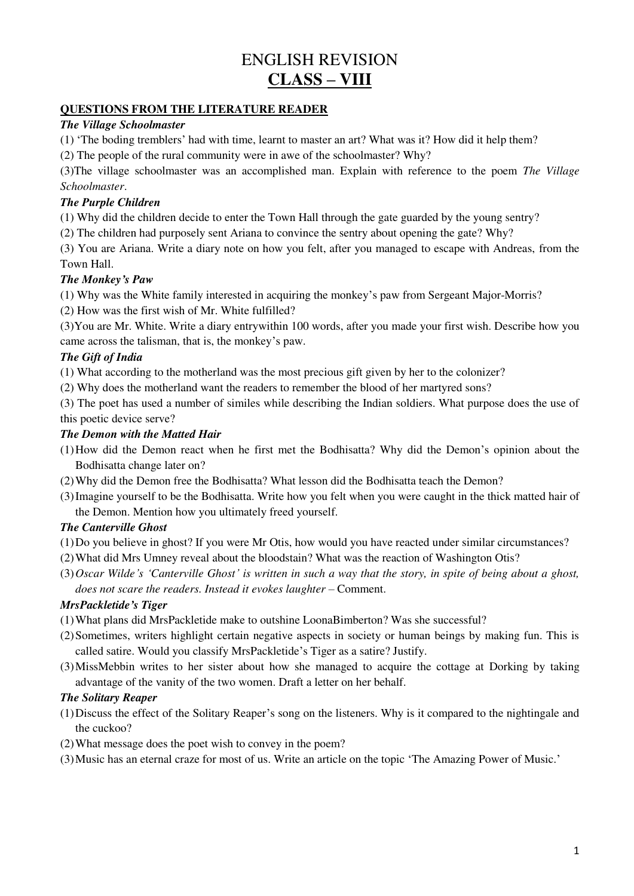# ENGLISH REVISION
## CLASS – VIII

**QUESTIONS FROM THE LITERATURE READER**

***The Village Schoolmaster***

(1) 'The boding tremblers' had with time, learnt to master an art? What was it? How did it help them?

(2) The people of the rural community were in awe of the schoolmaster? Why?

(3)The village schoolmaster was an accomplished man. Explain with reference to the poem *The Village Schoolmaster*.

***The Purple Children***

(1) Why did the children decide to enter the Town Hall through the gate guarded by the young sentry?

(2) The children had purposely sent Ariana to convince the sentry about opening the gate? Why?

(3) You are Ariana. Write a diary note on how you felt, after you managed to escape with Andreas, from the Town Hall.

***The Monkey's Paw***

(1) Why was the White family interested in acquiring the monkey's paw from Sergeant Major-Morris?

(2) How was the first wish of Mr. White fulfilled?

(3)You are Mr. White. Write a diary entrywithin 100 words, after you made your first wish. Describe how you came across the talisman, that is, the monkey's paw.

***The Gift of India***

(1) What according to the motherland was the most precious gift given by her to the colonizer?

(2) Why does the motherland want the readers to remember the blood of her martyred sons?

(3) The poet has used a number of similes while describing the Indian soldiers. What purpose does the use of this poetic device serve?

***The Demon with the Matted Hair***

(1) How did the Demon react when he first met the Bodhisatta? Why did the Demon's opinion about the Bodhisatta change later on?

(2) Why did the Demon free the Bodhisatta? What lesson did the Bodhisatta teach the Demon?

(3) Imagine yourself to be the Bodhisatta. Write how you felt when you were caught in the thick matted hair of the Demon. Mention how you ultimately freed yourself.

***The Canterville Ghost***

(1) Do you believe in ghost? If you were Mr Otis, how would you have reacted under similar circumstances?

(2) What did Mrs Umney reveal about the bloodstain? What was the reaction of Washington Otis?

(3) *Oscar Wilde's 'Canterville Ghost' is written in such a way that the story, in spite of being about a ghost, does not scare the readers. Instead it evokes laughter* – Comment.

***MrsPackletide's Tiger***

(1) What plans did MrsPackletide make to outshine LoonaBimberton? Was she successful?

(2) Sometimes, writers highlight certain negative aspects in society or human beings by making fun. This is called satire. Would you classify MrsPackletide's Tiger as a satire? Justify.

(3) MissMebbin writes to her sister about how she managed to acquire the cottage at Dorking by taking advantage of the vanity of the two women. Draft a letter on her behalf.

***The Solitary Reaper***

(1) Discuss the effect of the Solitary Reaper's song on the listeners. Why is it compared to the nightingale and the cuckoo?

(2) What message does the poet wish to convey in the poem?

(3) Music has an eternal craze for most of us. Write an article on the topic 'The Amazing Power of Music.'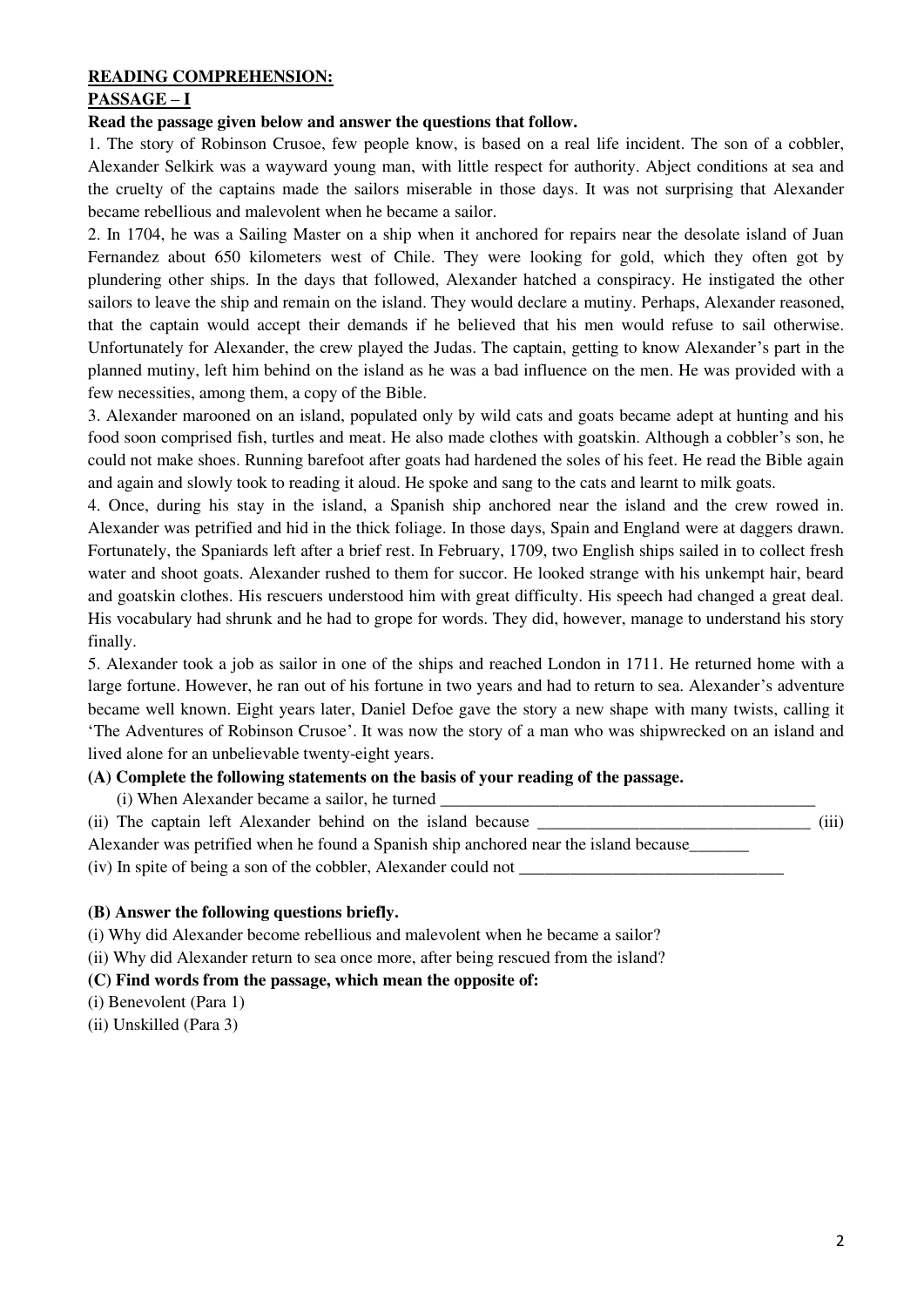**READING COMPREHENSION:**

**PASSAGE – I**

**Read the passage given below and answer the questions that follow.**

1. The story of Robinson Crusoe, few people know, is based on a real life incident. The son of a cobbler, Alexander Selkirk was a wayward young man, with little respect for authority. Abject conditions at sea and the cruelty of the captains made the sailors miserable in those days. It was not surprising that Alexander became rebellious and malevolent when he became a sailor.

2. In 1704, he was a Sailing Master on a ship when it anchored for repairs near the desolate island of Juan Fernandez about 650 kilometers west of Chile. They were looking for gold, which they often got by plundering other ships. In the days that followed, Alexander hatched a conspiracy. He instigated the other sailors to leave the ship and remain on the island. They would declare a mutiny. Perhaps, Alexander reasoned, that the captain would accept their demands if he believed that his men would refuse to sail otherwise. Unfortunately for Alexander, the crew played the Judas. The captain, getting to know Alexander's part in the planned mutiny, left him behind on the island as he was a bad influence on the men. He was provided with a few necessities, among them, a copy of the Bible.

3. Alexander marooned on an island, populated only by wild cats and goats became adept at hunting and his food soon comprised fish, turtles and meat. He also made clothes with goatskin. Although a cobbler's son, he could not make shoes. Running barefoot after goats had hardened the soles of his feet. He read the Bible again and again and slowly took to reading it aloud. He spoke and sang to the cats and learnt to milk goats.

4. Once, during his stay in the island, a Spanish ship anchored near the island and the crew rowed in. Alexander was petrified and hid in the thick foliage. In those days, Spain and England were at daggers drawn. Fortunately, the Spaniards left after a brief rest. In February, 1709, two English ships sailed in to collect fresh water and shoot goats. Alexander rushed to them for succor. He looked strange with his unkempt hair, beard and goatskin clothes. His rescuers understood him with great difficulty. His speech had changed a great deal. His vocabulary had shrunk and he had to grope for words. They did, however, manage to understand his story finally.

5. Alexander took a job as sailor in one of the ships and reached London in 1711. He returned home with a large fortune. However, he ran out of his fortune in two years and had to return to sea. Alexander's adventure became well known. Eight years later, Daniel Defoe gave the story a new shape with many twists, calling it 'The Adventures of Robinson Crusoe'. It was now the story of a man who was shipwrecked on an island and lived alone for an unbelievable twenty-eight years.

**(A) Complete the following statements on the basis of your reading of the passage.**

(i) When Alexander became a sailor, he turned _______________________________________________

(ii) The captain left Alexander behind on the island because _________________________________

(iii) Alexander was petrified when he found a Spanish ship anchored near the island because_______

(iv) In spite of being a son of the cobbler, Alexander could not _______________________________

**(B) Answer the following questions briefly.**

(i) Why did Alexander become rebellious and malevolent when he became a sailor?

(ii) Why did Alexander return to sea once more, after being rescued from the island?

**(C) Find words from the passage, which mean the opposite of:**

(i) Benevolent (Para 1)

(ii) Unskilled (Para 3)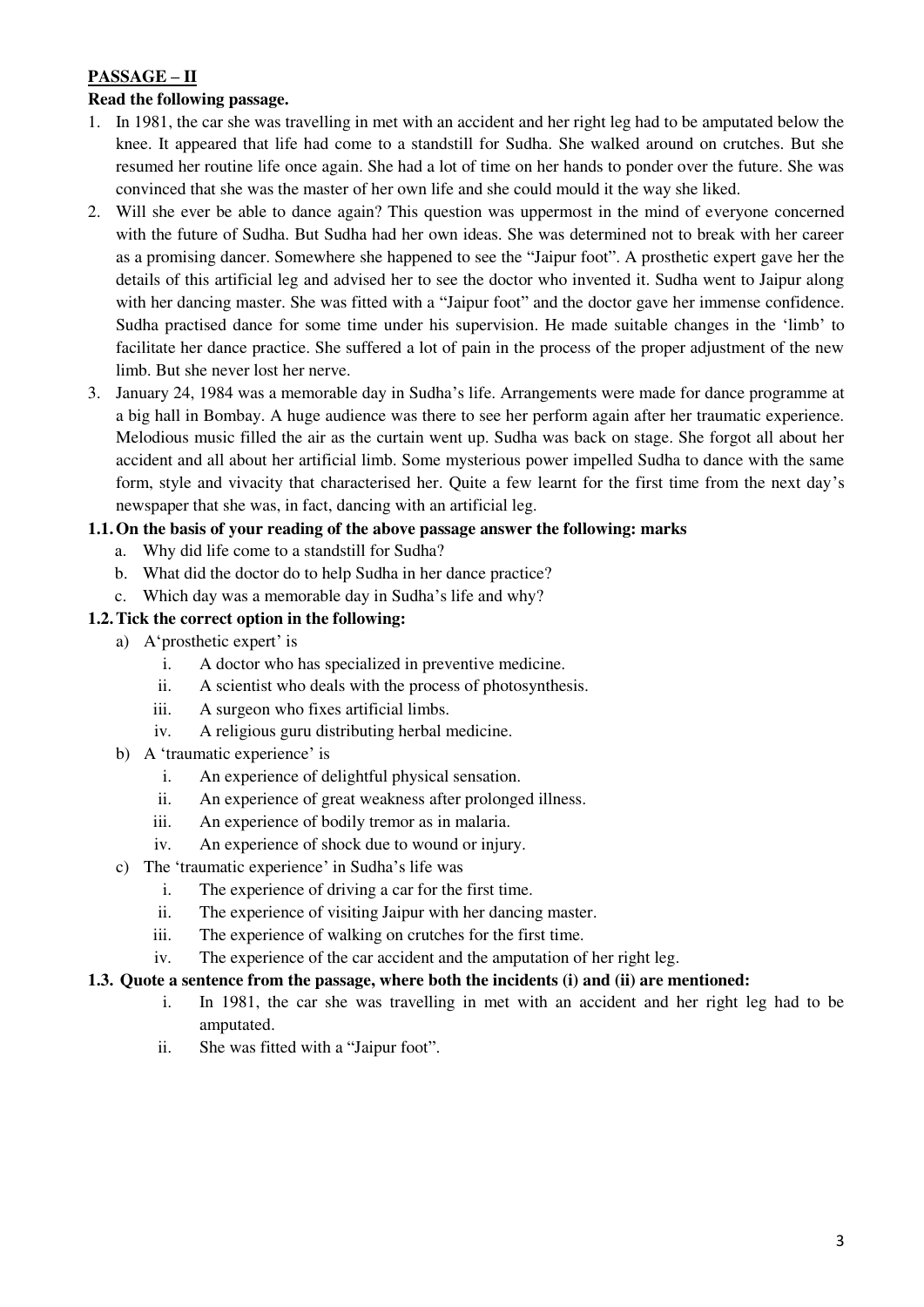## PASSAGE – II

**Read the following passage.**

1. In 1981, the car she was travelling in met with an accident and her right leg had to be amputated below the knee. It appeared that life had come to a standstill for Sudha. She walked around on crutches. But she resumed her routine life once again. She had a lot of time on her hands to ponder over the future. She was convinced that she was the master of her own life and she could mould it the way she liked.
2. Will she ever be able to dance again? This question was uppermost in the mind of everyone concerned with the future of Sudha. But Sudha had her own ideas. She was determined not to break with her career as a promising dancer. Somewhere she happened to see the "Jaipur foot". A prosthetic expert gave her the details of this artificial leg and advised her to see the doctor who invented it. Sudha went to Jaipur along with her dancing master. She was fitted with a "Jaipur foot" and the doctor gave her immense confidence. Sudha practised dance for some time under his supervision. He made suitable changes in the 'limb' to facilitate her dance practice. She suffered a lot of pain in the process of the proper adjustment of the new limb. But she never lost her nerve.
3. January 24, 1984 was a memorable day in Sudha's life. Arrangements were made for dance programme at a big hall in Bombay. A huge audience was there to see her perform again after her traumatic experience. Melodious music filled the air as the curtain went up. Sudha was back on stage. She forgot all about her accident and all about her artificial limb. Some mysterious power impelled Sudha to dance with the same form, style and vivacity that characterised her. Quite a few learnt for the first time from the next day's newspaper that she was, in fact, dancing with an artificial leg.

**1.1. On the basis of your reading of the above passage answer the following: marks**

a. Why did life come to a standstill for Sudha?
b. What did the doctor do to help Sudha in her dance practice?
c. Which day was a memorable day in Sudha's life and why?

**1.2. Tick the correct option in the following:**

a) A'prosthetic expert' is
   i. A doctor who has specialized in preventive medicine.
   ii. A scientist who deals with the process of photosynthesis.
   iii. A surgeon who fixes artificial limbs.
   iv. A religious guru distributing herbal medicine.

b) A 'traumatic experience' is
   i. An experience of delightful physical sensation.
   ii. An experience of great weakness after prolonged illness.
   iii. An experience of bodily tremor as in malaria.
   iv. An experience of shock due to wound or injury.

c) The 'traumatic experience' in Sudha's life was
   i. The experience of driving a car for the first time.
   ii. The experience of visiting Jaipur with her dancing master.
   iii. The experience of walking on crutches for the first time.
   iv. The experience of the car accident and the amputation of her right leg.

**1.3. Quote a sentence from the passage, where both the incidents (i) and (ii) are mentioned:**

i. In 1981, the car she was travelling in met with an accident and her right leg had to be amputated.
ii. She was fitted with a "Jaipur foot".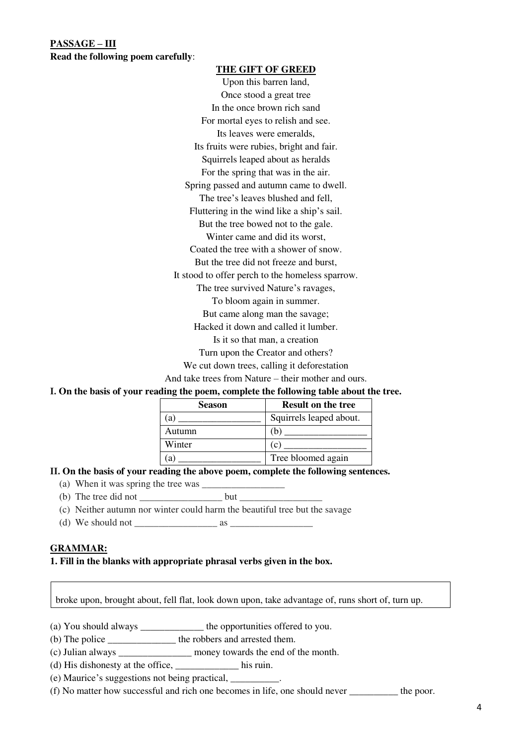**PASSAGE – III**

**Read the following poem carefully**:

**THE GIFT OF GREED**

Upon this barren land,
Once stood a great tree
In the once brown rich sand
For mortal eyes to relish and see.
Its leaves were emeralds,
Its fruits were rubies, bright and fair.
Squirrels leaped about as heralds
For the spring that was in the air.
Spring passed and autumn came to dwell.
The tree's leaves blushed and fell,
Fluttering in the wind like a ship's sail.
But the tree bowed not to the gale.
Winter came and did its worst,
Coated the tree with a shower of snow.
But the tree did not freeze and burst,
It stood to offer perch to the homeless sparrow.
The tree survived Nature's ravages,
To bloom again in summer.
But came along man the savage;
Hacked it down and called it lumber.
Is it so that man, a creation
Turn upon the Creator and others?
We cut down trees, calling it deforestation
And take trees from Nature – their mother and ours.

**I. On the basis of your reading the poem, complete the following table about the tree.**

| Season | Result on the tree |
|---|---|
| (a) _________________ | Squirrels leaped about. |
| Autumn | (b) _________________ |
| Winter | (c) _________________ |
| (a) _________________ | Tree bloomed again |

**II. On the basis of your reading the above poem, complete the following sentences.**

(a) When it was spring the tree was _________________

(b) The tree did not _________________ but _________________

(c) Neither autumn nor winter could harm the beautiful tree but the savage

(d) We should not _________________ as _________________

**GRAMMAR:**

**1. Fill in the blanks with appropriate phrasal verbs given in the box.**

| broke upon, brought about, fell flat, look down upon, take advantage of, runs short of, turn up. |
|---|

(a) You should always _____________ the opportunities offered to you.

(b) The police ______________ the robbers and arrested them.

(c) Julian always _______________ money towards the end of the month.

(d) His dishonesty at the office, _____________ his ruin.

(e) Maurice's suggestions not being practical, __________.

(f) No matter how successful and rich one becomes in life, one should never __________ the poor.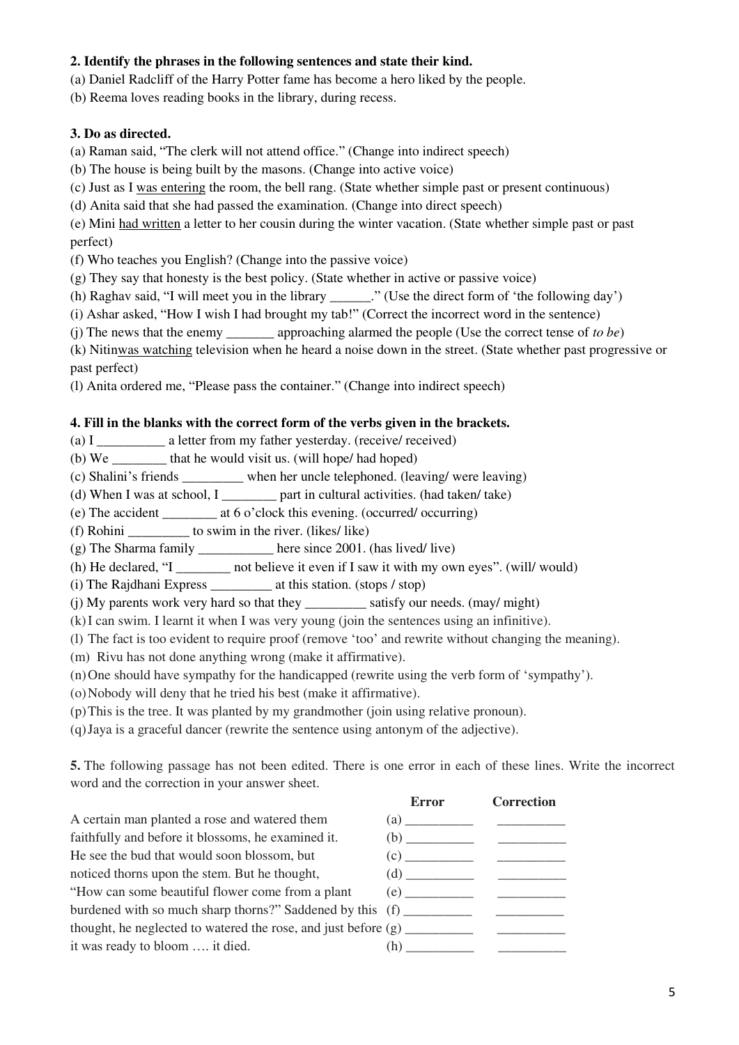**2. Identify the phrases in the following sentences and state their kind.**

(a) Daniel Radcliff of the Harry Potter fame has become a hero liked by the people.

(b) Reema loves reading books in the library, during recess.

**3. Do as directed.**

(a) Raman said, "The clerk will not attend office." (Change into indirect speech)

(b) The house is being built by the masons. (Change into active voice)

(c) Just as I <u>was entering</u> the room, the bell rang. (State whether simple past or present continuous)

(d) Anita said that she had passed the examination. (Change into direct speech)

(e) Mini <u>had written</u> a letter to her cousin during the winter vacation. (State whether simple past or past perfect)

(f) Who teaches you English? (Change into the passive voice)

(g) They say that honesty is the best policy. (State whether in active or passive voice)

(h) Raghav said, "I will meet you in the library ______." (Use the direct form of 'the following day')

(i) Ashar asked, "How I wish I had brought my tab!" (Correct the incorrect word in the sentence)

(j) The news that the enemy _______ approaching alarmed the people (Use the correct tense of *to be*)

(k) Nitin<u>was watching</u> television when he heard a noise down in the street. (State whether past progressive or past perfect)

(l) Anita ordered me, "Please pass the container." (Change into indirect speech)

**4. Fill in the blanks with the correct form of the verbs given in the brackets.**

(a) I __________ a letter from my father yesterday. (receive/ received)

(b) We ________ that he would visit us. (will hope/ had hoped)

(c) Shalini's friends _________ when her uncle telephoned. (leaving/ were leaving)

(d) When I was at school, I ________ part in cultural activities. (had taken/ take)

(e) The accident ________ at 6 o'clock this evening. (occurred/ occurring)

(f) Rohini _________ to swim in the river. (likes/ like)

(g) The Sharma family ___________ here since 2001. (has lived/ live)

(h) He declared, "I ________ not believe it even if I saw it with my own eyes". (will/ would)

(i) The Rajdhani Express _________ at this station. (stops / stop)

(j) My parents work very hard so that they _________ satisfy our needs. (may/ might)

(k) I can swim. I learnt it when I was very young (join the sentences using an infinitive).

(l) The fact is too evident to require proof (remove 'too' and rewrite without changing the meaning).

(m) Rivu has not done anything wrong (make it affirmative).

(n) One should have sympathy for the handicapped (rewrite using the verb form of 'sympathy').

(o) Nobody will deny that he tried his best (make it affirmative).

(p) This is the tree. It was planted by my grandmother (join using relative pronoun).

(q) Jaya is a graceful dancer (rewrite the sentence using antonym of the adjective).

**5.** The following passage has not been edited. There is one error in each of these lines. Write the incorrect word and the correction in your answer sheet.

| | | Error | Correction |
|---|---|---|---|
| A certain man planted a rose and watered them | (a) | __________ | __________ |
| faithfully and before it blossoms, he examined it. | (b) | __________ | __________ |
| He see the bud that would soon blossom, but | (c) | __________ | __________ |
| noticed thorns upon the stem. But he thought, | (d) | __________ | __________ |
| "How can some beautiful flower come from a plant | (e) | __________ | __________ |
| burdened with so much sharp thorns?" Saddened by this | (f) | __________ | __________ |
| thought, he neglected to watered the rose, and just before | (g) | __________ | __________ |
| it was ready to bloom …. it died. | (h) | __________ | __________ |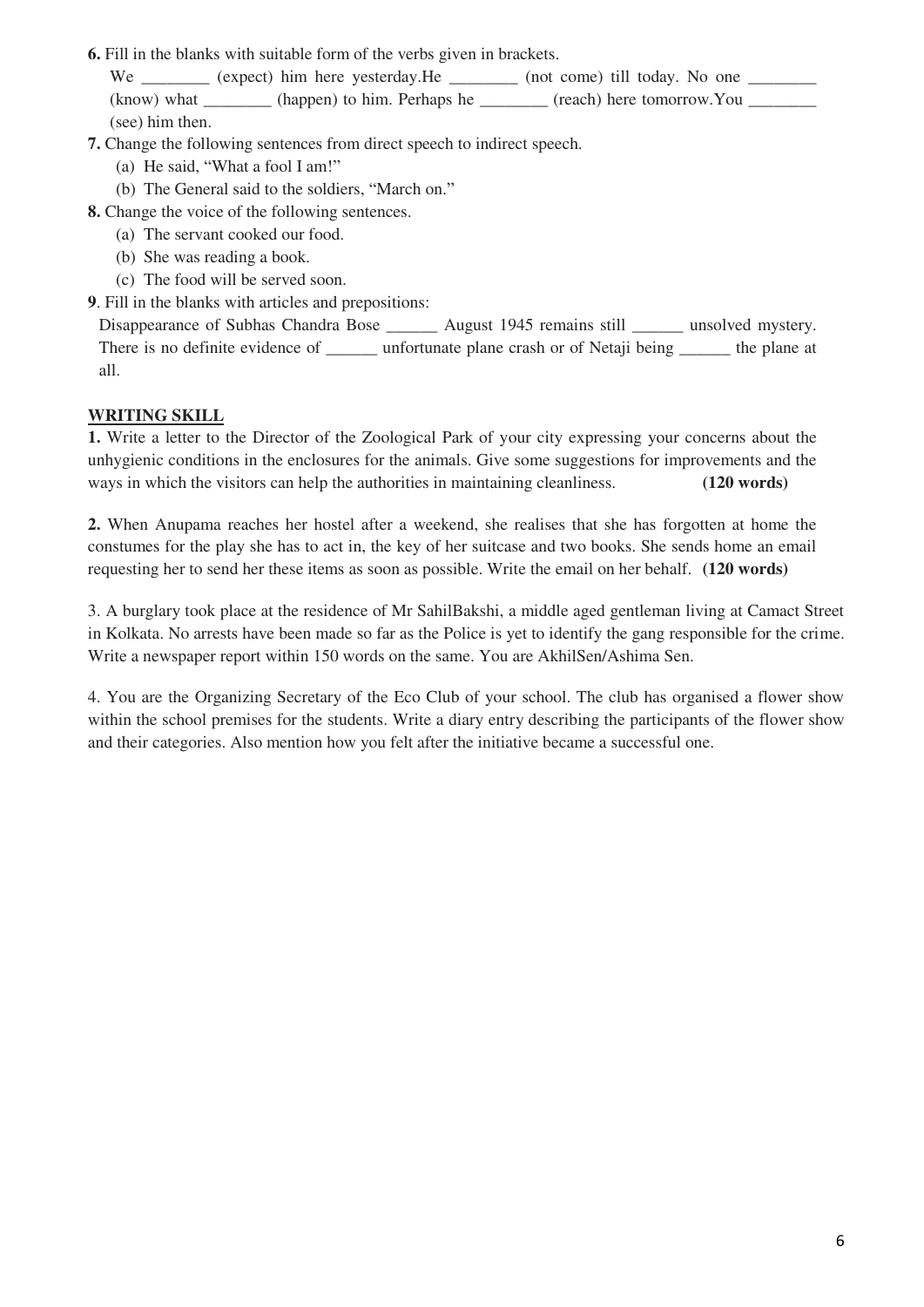**6.** Fill in the blanks with suitable form of the verbs given in brackets.

We ________ (expect) him here yesterday.He ________ (not come) till today. No one ________ (know) what ________ (happen) to him. Perhaps he ________ (reach) here tomorrow.You ________ (see) him then.

**7.** Change the following sentences from direct speech to indirect speech.

(a) He said, "What a fool I am!"

(b) The General said to the soldiers, "March on."

**8.** Change the voice of the following sentences.

(a) The servant cooked our food.

(b) She was reading a book.

(c) The food will be served soon.

**9**. Fill in the blanks with articles and prepositions:

Disappearance of Subhas Chandra Bose ______ August 1945 remains still ______ unsolved mystery. There is no definite evidence of ______ unfortunate plane crash or of Netaji being ______ the plane at all.

## WRITING SKILL

**1.** Write a letter to the Director of the Zoological Park of your city expressing your concerns about the unhygienic conditions in the enclosures for the animals. Give some suggestions for improvements and the ways in which the visitors can help the authorities in maintaining cleanliness. **(120 words)**

**2.** When Anupama reaches her hostel after a weekend, she realises that she has forgotten at home the constumes for the play she has to act in, the key of her suitcase and two books. She sends home an email requesting her to send her these items as soon as possible. Write the email on her behalf. **(120 words)**

3. A burglary took place at the residence of Mr SahilBakshi, a middle aged gentleman living at Camact Street in Kolkata. No arrests have been made so far as the Police is yet to identify the gang responsible for the crime. Write a newspaper report within 150 words on the same. You are AkhilSen/Ashima Sen.

4. You are the Organizing Secretary of the Eco Club of your school. The club has organised a flower show within the school premises for the students. Write a diary entry describing the participants of the flower show and their categories. Also mention how you felt after the initiative became a successful one.